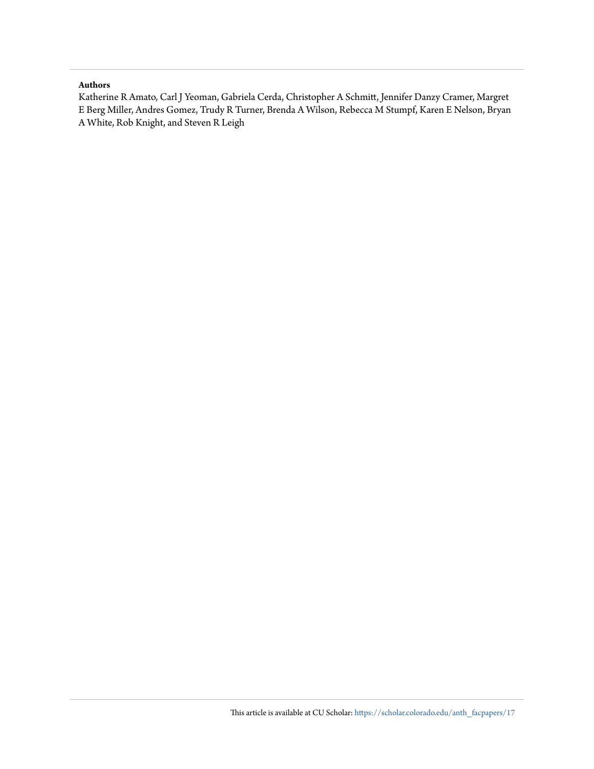**Authors**

Katherine R Amato, Carl J Yeoman, Gabriela Cerda, Christopher A Schmitt, Jennifer Danzy Cramer, Margret E Berg Miller, Andres Gomez, Trudy R Turner, Brenda A Wilson, Rebecca M Stumpf, Karen E Nelson, Bryan A White, Rob Knight, and Steven R Leigh

This article is available at CU Scholar: https://scholar.colorado.edu/anth_facpapers/17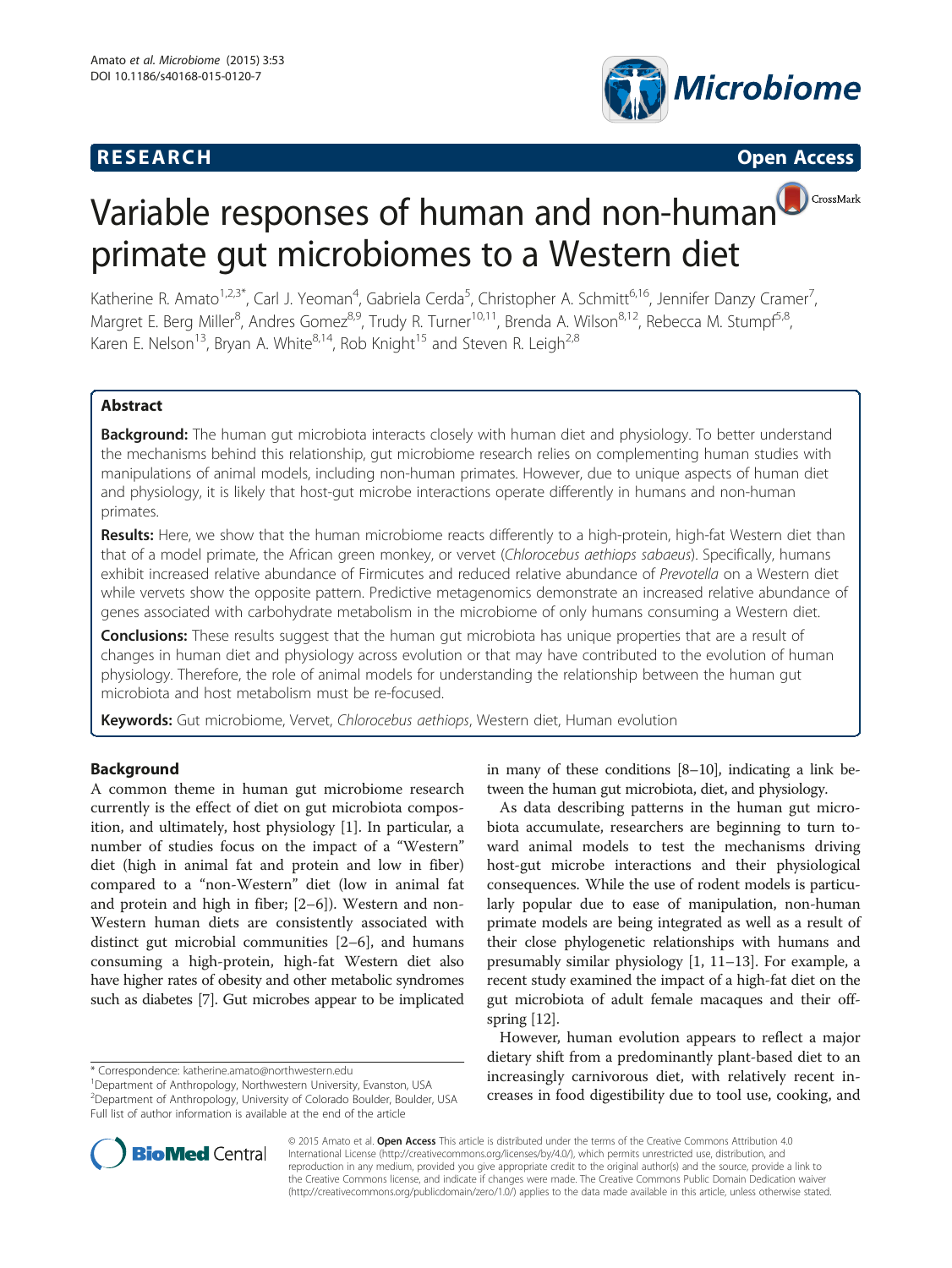# Variable responses of human and non-human primate gut microbiomes to a Western diet

Katherine R. Amato[1,2,3*], Carl J. Yeoman[4], Gabriela Cerda[5], Christopher A. Schmitt[6,16], Jennifer Danzy Cramer[7], Margret E. Berg Miller[8], Andres Gomez[8,9], Trudy R. Turner[10,11], Brenda A. Wilson[8,12], Rebecca M. Stumpf[5,8], Karen E. Nelson[13], Bryan A. White[8,14], Rob Knight[15] and Steven R. Leigh[2,8]

## Abstract

**Background:** The human gut microbiota interacts closely with human diet and physiology. To better understand the mechanisms behind this relationship, gut microbiome research relies on complementing human studies with manipulations of animal models, including non-human primates. However, due to unique aspects of human diet and physiology, it is likely that host-gut microbe interactions operate differently in humans and non-human primates.

**Results:** Here, we show that the human microbiome reacts differently to a high-protein, high-fat Western diet than that of a model primate, the African green monkey, or vervet (*Chlorocebus aethiops sabaeus*). Specifically, humans exhibit increased relative abundance of Firmicutes and reduced relative abundance of *Prevotella* on a Western diet while vervets show the opposite pattern. Predictive metagenomics demonstrate an increased relative abundance of genes associated with carbohydrate metabolism in the microbiome of only humans consuming a Western diet.

**Conclusions:** These results suggest that the human gut microbiota has unique properties that are a result of changes in human diet and physiology across evolution or that may have contributed to the evolution of human physiology. Therefore, the role of animal models for understanding the relationship between the human gut microbiota and host metabolism must be re-focused.

**Keywords:** Gut microbiome, Vervet, *Chlorocebus aethiops*, Western diet, Human evolution

## Background

A common theme in human gut microbiome research currently is the effect of diet on gut microbiota composition, and ultimately, host physiology [1]. In particular, a number of studies focus on the impact of a "Western" diet (high in animal fat and protein and low in fiber) compared to a "non-Western" diet (low in animal fat and protein and high in fiber; [2–6]). Western and non-Western human diets are consistently associated with distinct gut microbial communities [2–6], and humans consuming a high-protein, high-fat Western diet also have higher rates of obesity and other metabolic syndromes such as diabetes [7]. Gut microbes appear to be implicated in many of these conditions [8–10], indicating a link between the human gut microbiota, diet, and physiology.

As data describing patterns in the human gut microbiota accumulate, researchers are beginning to turn toward animal models to test the mechanisms driving host-gut microbe interactions and their physiological consequences. While the use of rodent models is particularly popular due to ease of manipulation, non-human primate models are being integrated as well as a result of their close phylogenetic relationships with humans and presumably similar physiology [1, 11–13]. For example, a recent study examined the impact of a high-fat diet on the gut microbiota of adult female macaques and their offspring [12].

However, human evolution appears to reflect a major dietary shift from a predominantly plant-based diet to an increasingly carnivorous diet, with relatively recent increases in food digestibility due to tool use, cooking, and

\* Correspondence: katherine.amato@northwestern.edu
[1]Department of Anthropology, Northwestern University, Evanston, USA
[2]Department of Anthropology, University of Colorado Boulder, Boulder, USA
Full list of author information is available at the end of the article

© 2015 Amato et al. **Open Access** This article is distributed under the terms of the Creative Commons Attribution 4.0 International License (http://creativecommons.org/licenses/by/4.0/), which permits unrestricted use, distribution, and reproduction in any medium, provided you give appropriate credit to the original author(s) and the source, provide a link to the Creative Commons license, and indicate if changes were made. The Creative Commons Public Domain Dedication waiver (http://creativecommons.org/publicdomain/zero/1.0/) applies to the data made available in this article, unless otherwise stated.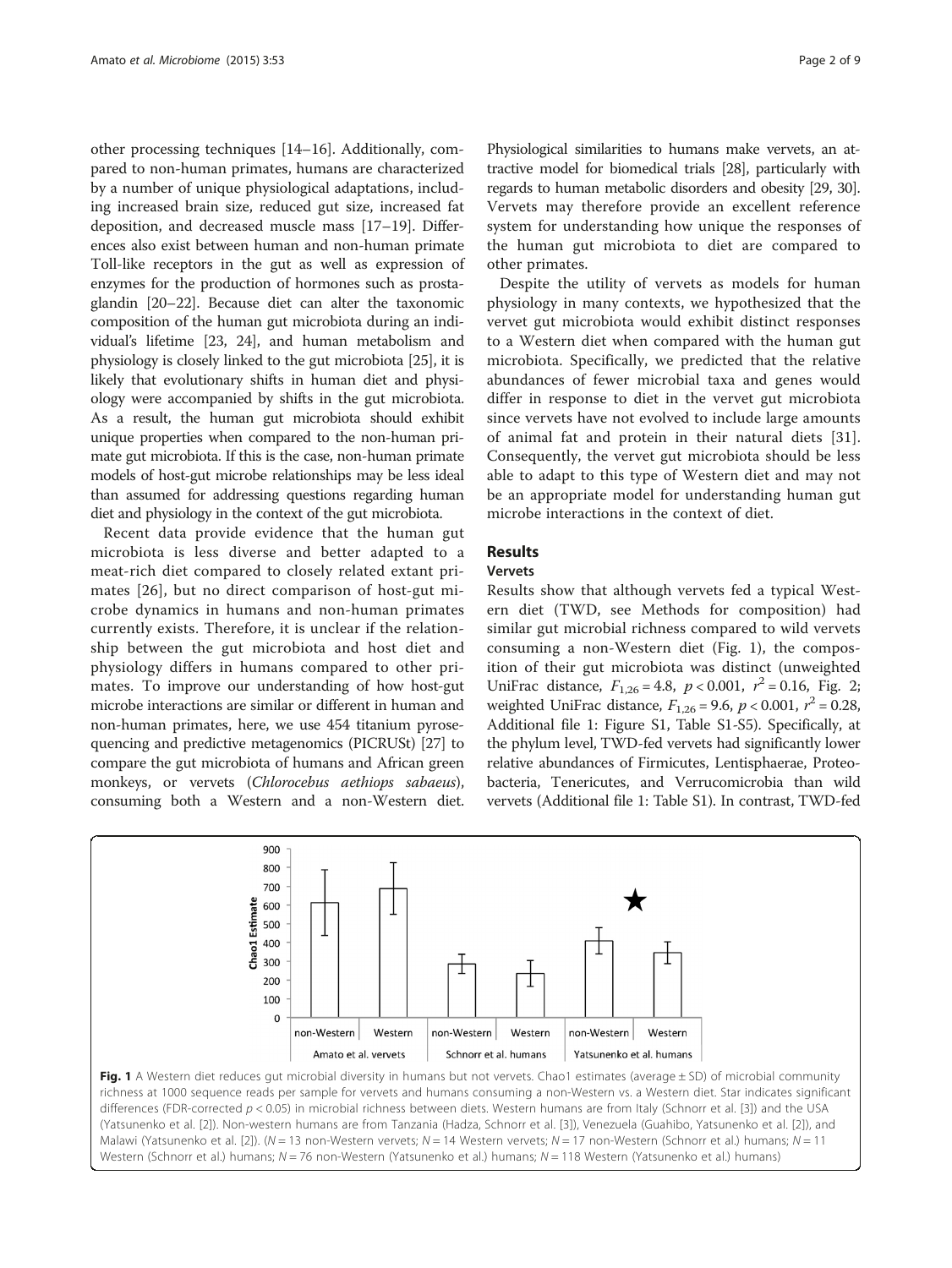other processing techniques [14–16]. Additionally, compared to non-human primates, humans are characterized by a number of unique physiological adaptations, including increased brain size, reduced gut size, increased fat deposition, and decreased muscle mass [17–19]. Differences also exist between human and non-human primate Toll-like receptors in the gut as well as expression of enzymes for the production of hormones such as prostaglandin [20–22]. Because diet can alter the taxonomic composition of the human gut microbiota during an individual's lifetime [23, 24], and human metabolism and physiology is closely linked to the gut microbiota [25], it is likely that evolutionary shifts in human diet and physiology were accompanied by shifts in the gut microbiota. As a result, the human gut microbiota should exhibit unique properties when compared to the non-human primate gut microbiota. If this is the case, non-human primate models of host-gut microbe relationships may be less ideal than assumed for addressing questions regarding human diet and physiology in the context of the gut microbiota.

Recent data provide evidence that the human gut microbiota is less diverse and better adapted to a meat-rich diet compared to closely related extant primates [26], but no direct comparison of host-gut microbe dynamics in humans and non-human primates currently exists. Therefore, it is unclear if the relationship between the gut microbiota and host diet and physiology differs in humans compared to other primates. To improve our understanding of how host-gut microbe interactions are similar or different in human and non-human primates, here, we use 454 titanium pyrosequencing and predictive metagenomics (PICRUSt) [27] to compare the gut microbiota of humans and African green monkeys, or vervets (*Chlorocebus aethiops sabaeus*), consuming both a Western and a non-Western diet. Physiological similarities to humans make vervets, an attractive model for biomedical trials [28], particularly with regards to human metabolic disorders and obesity [29, 30]. Vervets may therefore provide an excellent reference system for understanding how unique the responses of the human gut microbiota to diet are compared to other primates.

Despite the utility of vervets as models for human physiology in many contexts, we hypothesized that the vervet gut microbiota would exhibit distinct responses to a Western diet when compared with the human gut microbiota. Specifically, we predicted that the relative abundances of fewer microbial taxa and genes would differ in response to diet in the vervet gut microbiota since vervets have not evolved to include large amounts of animal fat and protein in their natural diets [31]. Consequently, the vervet gut microbiota should be less able to adapt to this type of Western diet and may not be an appropriate model for understanding human gut microbe interactions in the context of diet.

## Results

### Vervets

Results show that although vervets fed a typical Western diet (TWD, see Methods for composition) had similar gut microbial richness compared to wild vervets consuming a non-Western diet (Fig. 1), the composition of their gut microbiota was distinct (unweighted UniFrac distance, $F_{1,26} = 4.8$, $p < 0.001$, $r^2 = 0.16$, Fig. 2; weighted UniFrac distance, $F_{1,26} = 9.6$, $p < 0.001$, $r^2 = 0.28$, Additional file 1: Figure S1, Table S1-S5). Specifically, at the phylum level, TWD-fed vervets had significantly lower relative abundances of Firmicutes, Lentisphaerae, Proteobacteria, Tenericutes, and Verrucomicrobia than wild vervets (Additional file 1: Table S1). In contrast, TWD-fed

**Fig. 1** A Western diet reduces gut microbial diversity in humans but not vervets. Chao1 estimates (average ± SD) of microbial community richness at 1000 sequence reads per sample for vervets and humans consuming a non-Western vs. a Western diet. Star indicates significant differences (FDR-corrected $p < 0.05$) in microbial richness between diets. Western humans are from Italy (Schnorr et al. [3]) and the USA (Yatsunenko et al. [2]). Non-western humans are from Tanzania (Hadza, Schnorr et al. [3]), Venezuela (Guahibo, Yatsunenko et al. [2]), and Malawi (Yatsunenko et al. [2]). ($N = 13$ non-Western vervets; $N = 14$ Western vervets; $N = 17$ non-Western (Schnorr et al.) humans; $N = 11$ Western (Schnorr et al.) humans; $N = 76$ non-Western (Yatsunenko et al.) humans; $N = 118$ Western (Yatsunenko et al.) humans)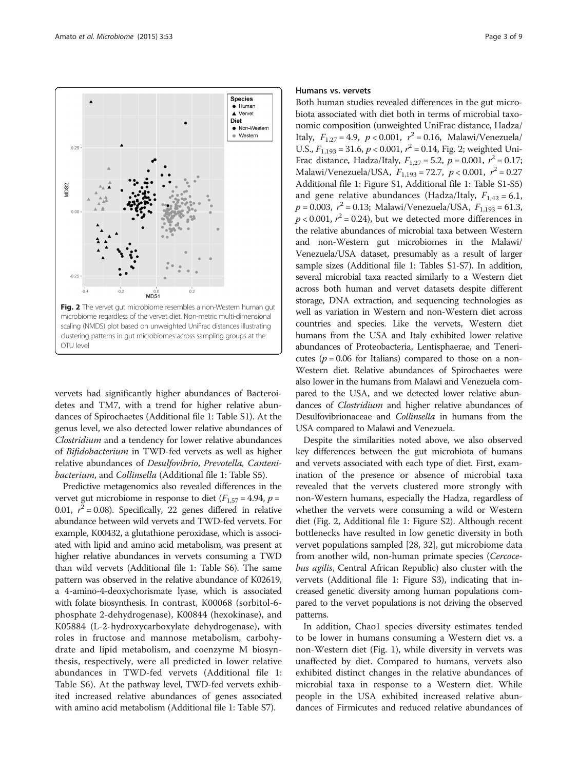Fig. 2 The vervet gut microbiome resembles a non-Western human gut microbiome regardless of the vervet diet. Non-metric multi-dimensional scaling (NMDS) plot based on unweighted UniFrac distances illustrating clustering patterns in gut microbiomes across sampling groups at the OTU level

vervets had significantly higher abundances of Bacteroidetes and TM7, with a trend for higher relative abundances of Spirochaetes (Additional file 1: Table S1). At the genus level, we also detected lower relative abundances of *Clostridium* and a tendency for lower relative abundances of *Bifidobacterium* in TWD-fed vervets as well as higher relative abundances of *Desulfovibrio*, *Prevotella*, *Cantenibacterium*, and *Collinsella* (Additional file 1: Table S5).

Predictive metagenomics also revealed differences in the vervet gut microbiome in response to diet ($F_{1,57} = 4.94$, $p = 0.01$, $r^2 = 0.08$). Specifically, 22 genes differed in relative abundance between wild vervets and TWD-fed vervets. For example, K00432, a glutathione peroxidase, which is associated with lipid and amino acid metabolism, was present at higher relative abundances in vervets consuming a TWD than wild vervets (Additional file 1: Table S6). The same pattern was observed in the relative abundance of K02619, a 4-amino-4-deoxychorismate lyase, which is associated with folate biosynthesis. In contrast, K00068 (sorbitol-6-phosphate 2-dehydrogenase), K00844 (hexokinase), and K05884 (L-2-hydroxycarboxylate dehydrogenase), with roles in fructose and mannose metabolism, carbohydrate and lipid metabolism, and coenzyme M biosynthesis, respectively, were all predicted in lower relative abundances in TWD-fed vervets (Additional file 1: Table S6). At the pathway level, TWD-fed vervets exhibited increased relative abundances of genes associated with amino acid metabolism (Additional file 1: Table S7).

### Humans vs. vervets

Both human studies revealed differences in the gut microbiota associated with diet both in terms of microbial taxonomic composition (unweighted UniFrac distance, Hadza/Italy, $F_{1,27} = 4.9$, $p < 0.001$, $r^2 = 0.16$, Malawi/Venezuela/U.S., $F_{1,193} = 31.6$, $p < 0.001$, $r^2 = 0.14$, Fig. 2; weighted UniFrac distance, Hadza/Italy, $F_{1,27} = 5.2$, $p = 0.001$, $r^2 = 0.17$; Malawi/Venezuela/USA, $F_{1,193} = 72.7$, $p < 0.001$, $r^2 = 0.27$ Additional file 1: Figure S1, Additional file 1: Table S1-S5) and gene relative abundances (Hadza/Italy, $F_{1,42} = 6.1$, $p = 0.003$, $r^2 = 0.13$; Malawi/Venezuela/USA, $F_{1,193} = 61.3$, $p < 0.001$, $r^2 = 0.24$), but we detected more differences in the relative abundances of microbial taxa between Western and non-Western gut microbiomes in the Malawi/Venezuela/USA dataset, presumably as a result of larger sample sizes (Additional file 1: Tables S1-S7). In addition, several microbial taxa reacted similarly to a Western diet across both human and vervet datasets despite different storage, DNA extraction, and sequencing technologies as well as variation in Western and non-Western diet across countries and species. Like the vervets, Western diet humans from the USA and Italy exhibited lower relative abundances of Proteobacteria, Lentisphaerae, and Tenericutes ($p = 0.06$ for Italians) compared to those on a non-Western diet. Relative abundances of Spirochaetes were also lower in the humans from Malawi and Venezuela compared to the USA, and we detected lower relative abundances of *Clostridium* and higher relative abundances of Desulfovibrionaceae and *Collinsella* in humans from the USA compared to Malawi and Venezuela.

Despite the similarities noted above, we also observed key differences between the gut microbiota of humans and vervets associated with each type of diet. First, examination of the presence or absence of microbial taxa revealed that the vervets clustered more strongly with non-Western humans, especially the Hadza, regardless of whether the vervets were consuming a wild or Western diet (Fig. 2, Additional file 1: Figure S2). Although recent bottlenecks have resulted in low genetic diversity in both vervet populations sampled [28, 32], gut microbiome data from another wild, non-human primate species (*Cercocebus agilis*, Central African Republic) also cluster with the vervets (Additional file 1: Figure S3), indicating that increased genetic diversity among human populations compared to the vervet populations is not driving the observed patterns.

In addition, Chao1 species diversity estimates tended to be lower in humans consuming a Western diet vs. a non-Western diet (Fig. 1), while diversity in vervets was unaffected by diet. Compared to humans, vervets also exhibited distinct changes in the relative abundances of microbial taxa in response to a Western diet. While people in the USA exhibited increased relative abundances of Firmicutes and reduced relative abundances of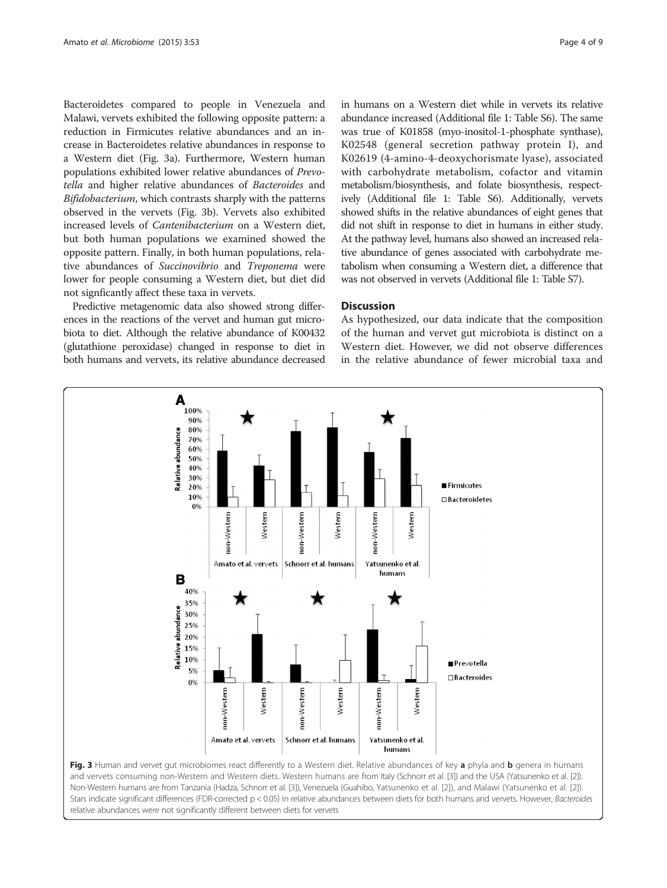Bacteroidetes compared to people in Venezuela and Malawi, vervets exhibited the following opposite pattern: a reduction in Firmicutes relative abundances and an increase in Bacteroidetes relative abundances in response to a Western diet (Fig. 3a). Furthermore, Western human populations exhibited lower relative abundances of *Prevotella* and higher relative abundances of *Bacteroides* and *Bifidobacterium*, which contrasts sharply with the patterns observed in the vervets (Fig. 3b). Vervets also exhibited increased levels of *Cantenibacterium* on a Western diet, but both human populations we examined showed the opposite pattern. Finally, in both human populations, relative abundances of *Succinovibrio* and *Treponema* were lower for people consuming a Western diet, but diet did not signficantly affect these taxa in vervets.

Predictive metagenomic data also showed strong differences in the reactions of the vervet and human gut microbiota to diet. Although the relative abundance of K00432 (glutathione peroxidase) changed in response to diet in both humans and vervets, its relative abundance decreased in humans on a Western diet while in vervets its relative abundance increased (Additional file 1: Table S6). The same was true of K01858 (myo-inositol-1-phosphate synthase), K02548 (general secretion pathway protein I), and K02619 (4-amino-4-deoxychorismate lyase), associated with carbohydrate metabolism, cofactor and vitamin metabolism/biosynthesis, and folate biosynthesis, respectively (Additional file 1: Table S6). Additionally, vervets showed shifts in the relative abundances of eight genes that did not shift in response to diet in humans in either study. At the pathway level, humans also showed an increased relative abundance of genes associated with carbohydrate metabolism when consuming a Western diet, a difference that was not observed in vervets (Additional file 1: Table S7).

## Discussion

As hypothesized, our data indicate that the composition of the human and vervet gut microbiota is distinct on a Western diet. However, we did not observe differences in the relative abundance of fewer microbial taxa and

**Fig. 3** Human and vervet gut microbiomes react differently to a Western diet. Relative abundances of key **a** phyla and **b** genera in humans and vervets consuming non-Western and Western diets. Western humans are from Italy (Schnorr et al. [3]) and the USA (Yatsunenko et al. [2]). Non-Western humans are from Tanzania (Hadza, Schnorr et al. [3]), Venezuela (Guahibo, Yatsunenko et al. [2]), and Malawi (Yatsunenko et al. [2]). Stars indicate significant differences (FDR-corrected $p < 0.05$) in relative abundances between diets for both humans and vervets. However, *Bacteroides* relative abundances were not significantly different between diets for vervets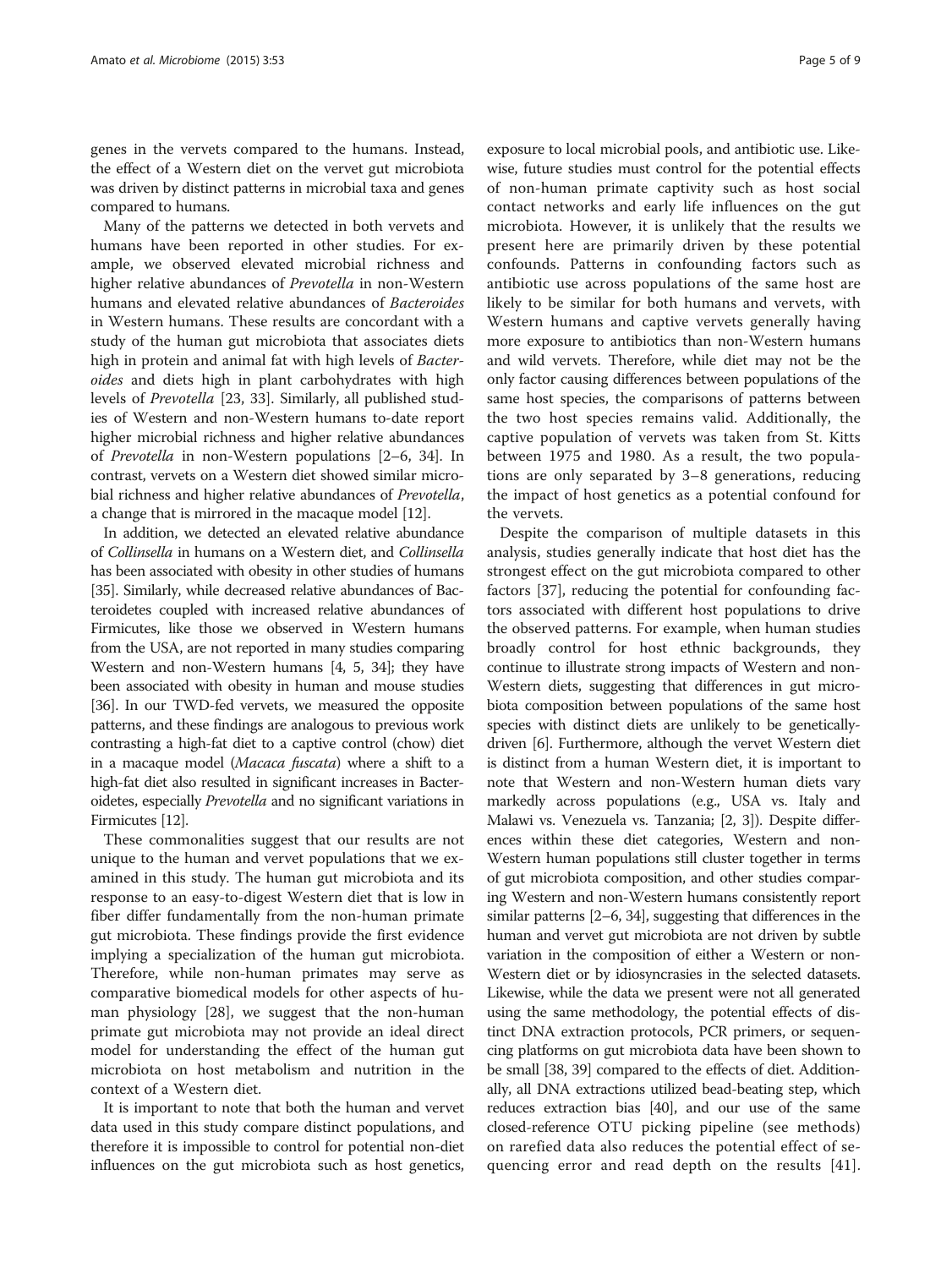genes in the vervets compared to the humans. Instead, the effect of a Western diet on the vervet gut microbiota was driven by distinct patterns in microbial taxa and genes compared to humans.

Many of the patterns we detected in both vervets and humans have been reported in other studies. For example, we observed elevated microbial richness and higher relative abundances of *Prevotella* in non-Western humans and elevated relative abundances of *Bacteroides* in Western humans. These results are concordant with a study of the human gut microbiota that associates diets high in protein and animal fat with high levels of *Bacteroides* and diets high in plant carbohydrates with high levels of *Prevotella* [23, 33]. Similarly, all published studies of Western and non-Western humans to-date report higher microbial richness and higher relative abundances of *Prevotella* in non-Western populations [2–6, 34]. In contrast, vervets on a Western diet showed similar microbial richness and higher relative abundances of *Prevotella*, a change that is mirrored in the macaque model [12].

In addition, we detected an elevated relative abundance of *Collinsella* in humans on a Western diet, and *Collinsella* has been associated with obesity in other studies of humans [35]. Similarly, while decreased relative abundances of Bacteroidetes coupled with increased relative abundances of Firmicutes, like those we observed in Western humans from the USA, are not reported in many studies comparing Western and non-Western humans [4, 5, 34]; they have been associated with obesity in human and mouse studies [36]. In our TWD-fed vervets, we measured the opposite patterns, and these findings are analogous to previous work contrasting a high-fat diet to a captive control (chow) diet in a macaque model (*Macaca fuscata*) where a shift to a high-fat diet also resulted in significant increases in Bacteroidetes, especially *Prevotella* and no significant variations in Firmicutes [12].

These commonalities suggest that our results are not unique to the human and vervet populations that we examined in this study. The human gut microbiota and its response to an easy-to-digest Western diet that is low in fiber differ fundamentally from the non-human primate gut microbiota. These findings provide the first evidence implying a specialization of the human gut microbiota. Therefore, while non-human primates may serve as comparative biomedical models for other aspects of human physiology [28], we suggest that the non-human primate gut microbiota may not provide an ideal direct model for understanding the effect of the human gut microbiota on host metabolism and nutrition in the context of a Western diet.

It is important to note that both the human and vervet data used in this study compare distinct populations, and therefore it is impossible to control for potential non-diet influences on the gut microbiota such as host genetics, exposure to local microbial pools, and antibiotic use. Likewise, future studies must control for the potential effects of non-human primate captivity such as host social contact networks and early life influences on the gut microbiota. However, it is unlikely that the results we present here are primarily driven by these potential confounds. Patterns in confounding factors such as antibiotic use across populations of the same host are likely to be similar for both humans and vervets, with Western humans and captive vervets generally having more exposure to antibiotics than non-Western humans and wild vervets. Therefore, while diet may not be the only factor causing differences between populations of the same host species, the comparisons of patterns between the two host species remains valid. Additionally, the captive population of vervets was taken from St. Kitts between 1975 and 1980. As a result, the two populations are only separated by 3–8 generations, reducing the impact of host genetics as a potential confound for the vervets.

Despite the comparison of multiple datasets in this analysis, studies generally indicate that host diet has the strongest effect on the gut microbiota compared to other factors [37], reducing the potential for confounding factors associated with different host populations to drive the observed patterns. For example, when human studies broadly control for host ethnic backgrounds, they continue to illustrate strong impacts of Western and non-Western diets, suggesting that differences in gut microbiota composition between populations of the same host species with distinct diets are unlikely to be genetically-driven [6]. Furthermore, although the vervet Western diet is distinct from a human Western diet, it is important to note that Western and non-Western human diets vary markedly across populations (e.g., USA vs. Italy and Malawi vs. Venezuela vs. Tanzania; [2, 3]). Despite differences within these diet categories, Western and non-Western human populations still cluster together in terms of gut microbiota composition, and other studies comparing Western and non-Western humans consistently report similar patterns [2–6, 34], suggesting that differences in the human and vervet gut microbiota are not driven by subtle variation in the composition of either a Western or non-Western diet or by idiosyncrasies in the selected datasets. Likewise, while the data we present were not all generated using the same methodology, the potential effects of distinct DNA extraction protocols, PCR primers, or sequencing platforms on gut microbiota data have been shown to be small [38, 39] compared to the effects of diet. Additionally, all DNA extractions utilized bead-beating step, which reduces extraction bias [40], and our use of the same closed-reference OTU picking pipeline (see methods) on rarefied data also reduces the potential effect of sequencing error and read depth on the results [41].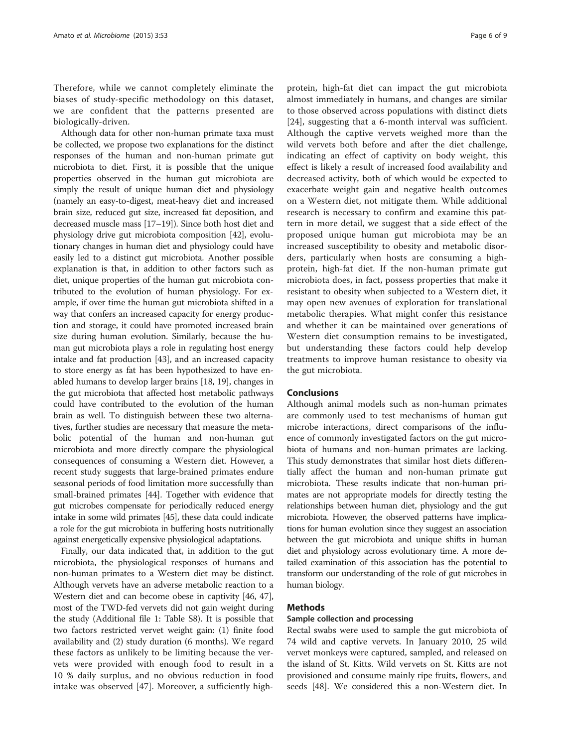Therefore, while we cannot completely eliminate the biases of study-specific methodology on this dataset, we are confident that the patterns presented are biologically-driven.

Although data for other non-human primate taxa must be collected, we propose two explanations for the distinct responses of the human and non-human primate gut microbiota to diet. First, it is possible that the unique properties observed in the human gut microbiota are simply the result of unique human diet and physiology (namely an easy-to-digest, meat-heavy diet and increased brain size, reduced gut size, increased fat deposition, and decreased muscle mass [17–19]). Since both host diet and physiology drive gut microbiota composition [42], evolutionary changes in human diet and physiology could have easily led to a distinct gut microbiota. Another possible explanation is that, in addition to other factors such as diet, unique properties of the human gut microbiota contributed to the evolution of human physiology. For example, if over time the human gut microbiota shifted in a way that confers an increased capacity for energy production and storage, it could have promoted increased brain size during human evolution. Similarly, because the human gut microbiota plays a role in regulating host energy intake and fat production [43], and an increased capacity to store energy as fat has been hypothesized to have enabled humans to develop larger brains [18, 19], changes in the gut microbiota that affected host metabolic pathways could have contributed to the evolution of the human brain as well. To distinguish between these two alternatives, further studies are necessary that measure the metabolic potential of the human and non-human gut microbiota and more directly compare the physiological consequences of consuming a Western diet. However, a recent study suggests that large-brained primates endure seasonal periods of food limitation more successfully than small-brained primates [44]. Together with evidence that gut microbes compensate for periodically reduced energy intake in some wild primates [45], these data could indicate a role for the gut microbiota in buffering hosts nutritionally against energetically expensive physiological adaptations.

Finally, our data indicated that, in addition to the gut microbiota, the physiological responses of humans and non-human primates to a Western diet may be distinct. Although vervets have an adverse metabolic reaction to a Western diet and can become obese in captivity [46, 47], most of the TWD-fed vervets did not gain weight during the study (Additional file 1: Table S8). It is possible that two factors restricted vervet weight gain: (1) finite food availability and (2) study duration (6 months). We regard these factors as unlikely to be limiting because the vervets were provided with enough food to result in a 10 % daily surplus, and no obvious reduction in food intake was observed [47]. Moreover, a sufficiently high-protein, high-fat diet can impact the gut microbiota almost immediately in humans, and changes are similar to those observed across populations with distinct diets [24], suggesting that a 6-month interval was sufficient. Although the captive vervets weighed more than the wild vervets both before and after the diet challenge, indicating an effect of captivity on body weight, this effect is likely a result of increased food availability and decreased activity, both of which would be expected to exacerbate weight gain and negative health outcomes on a Western diet, not mitigate them. While additional research is necessary to confirm and examine this pattern in more detail, we suggest that a side effect of the proposed unique human gut microbiota may be an increased susceptibility to obesity and metabolic disorders, particularly when hosts are consuming a high-protein, high-fat diet. If the non-human primate gut microbiota does, in fact, possess properties that make it resistant to obesity when subjected to a Western diet, it may open new avenues of exploration for translational metabolic therapies. What might confer this resistance and whether it can be maintained over generations of Western diet consumption remains to be investigated, but understanding these factors could help develop treatments to improve human resistance to obesity via the gut microbiota.

## Conclusions

Although animal models such as non-human primates are commonly used to test mechanisms of human gut microbe interactions, direct comparisons of the influence of commonly investigated factors on the gut microbiota of humans and non-human primates are lacking. This study demonstrates that similar host diets differentially affect the human and non-human primate gut microbiota. These results indicate that non-human primates are not appropriate models for directly testing the relationships between human diet, physiology and the gut microbiota. However, the observed patterns have implications for human evolution since they suggest an association between the gut microbiota and unique shifts in human diet and physiology across evolutionary time. A more detailed examination of this association has the potential to transform our understanding of the role of gut microbes in human biology.

## Methods

### Sample collection and processing

Rectal swabs were used to sample the gut microbiota of 74 wild and captive vervets. In January 2010, 25 wild vervet monkeys were captured, sampled, and released on the island of St. Kitts. Wild vervets on St. Kitts are not provisioned and consume mainly ripe fruits, flowers, and seeds [48]. We considered this a non-Western diet. In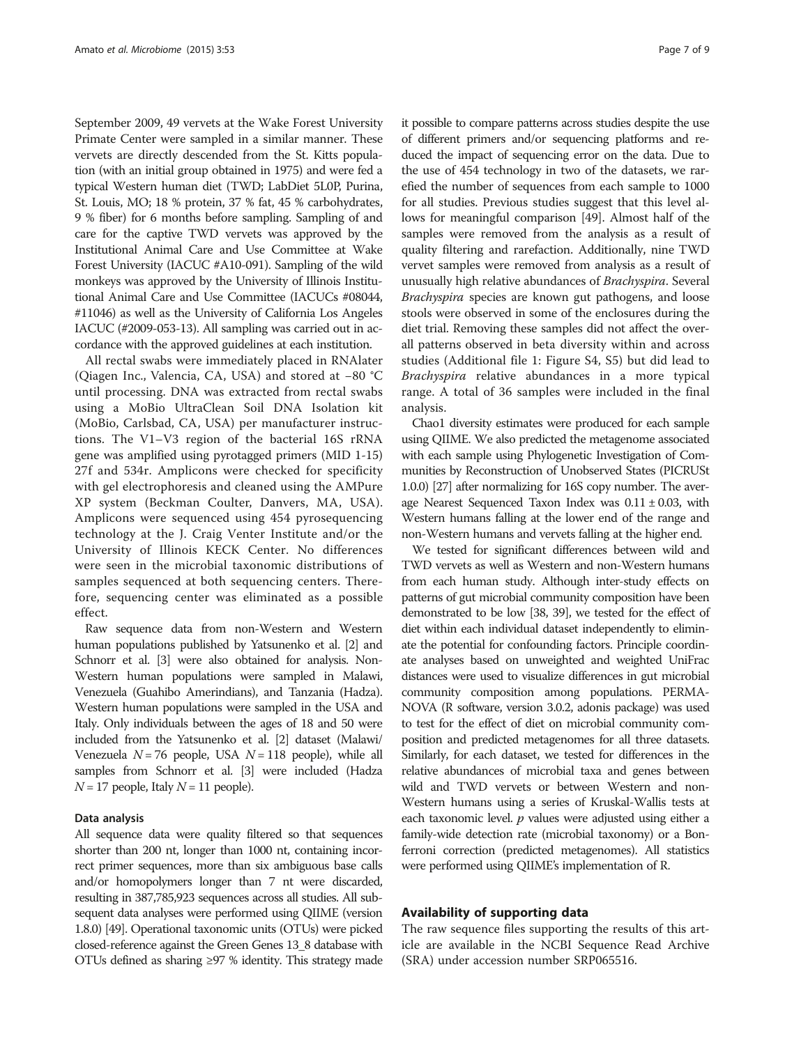September 2009, 49 vervets at the Wake Forest University Primate Center were sampled in a similar manner. These vervets are directly descended from the St. Kitts population (with an initial group obtained in 1975) and were fed a typical Western human diet (TWD; LabDiet 5L0P, Purina, St. Louis, MO; 18 % protein, 37 % fat, 45 % carbohydrates, 9 % fiber) for 6 months before sampling. Sampling of and care for the captive TWD vervets was approved by the Institutional Animal Care and Use Committee at Wake Forest University (IACUC #A10-091). Sampling of the wild monkeys was approved by the University of Illinois Institutional Animal Care and Use Committee (IACUCs #08044, #11046) as well as the University of California Los Angeles IACUC (#2009-053-13). All sampling was carried out in accordance with the approved guidelines at each institution.

All rectal swabs were immediately placed in RNAlater (Qiagen Inc., Valencia, CA, USA) and stored at −80 °C until processing. DNA was extracted from rectal swabs using a MoBio UltraClean Soil DNA Isolation kit (MoBio, Carlsbad, CA, USA) per manufacturer instructions. The V1–V3 region of the bacterial 16S rRNA gene was amplified using pyrotagged primers (MID 1-15) 27f and 534r. Amplicons were checked for specificity with gel electrophoresis and cleaned using the AMPure XP system (Beckman Coulter, Danvers, MA, USA). Amplicons were sequenced using 454 pyrosequencing technology at the J. Craig Venter Institute and/or the University of Illinois KECK Center. No differences were seen in the microbial taxonomic distributions of samples sequenced at both sequencing centers. Therefore, sequencing center was eliminated as a possible effect.

Raw sequence data from non-Western and Western human populations published by Yatsunenko et al. [2] and Schnorr et al. [3] were also obtained for analysis. Non-Western human populations were sampled in Malawi, Venezuela (Guahibo Amerindians), and Tanzania (Hadza). Western human populations were sampled in the USA and Italy. Only individuals between the ages of 18 and 50 were included from the Yatsunenko et al. [2] dataset (Malawi/Venezuela $N = 76$ people, USA $N = 118$ people), while all samples from Schnorr et al. [3] were included (Hadza $N = 17$ people, Italy $N = 11$ people).

### Data analysis

All sequence data were quality filtered so that sequences shorter than 200 nt, longer than 1000 nt, containing incorrect primer sequences, more than six ambiguous base calls and/or homopolymers longer than 7 nt were discarded, resulting in 387,785,923 sequences across all studies. All subsequent data analyses were performed using QIIME (version 1.8.0) [49]. Operational taxonomic units (OTUs) were picked closed-reference against the Green Genes 13_8 database with OTUs defined as sharing ≥97 % identity. This strategy made it possible to compare patterns across studies despite the use of different primers and/or sequencing platforms and reduced the impact of sequencing error on the data. Due to the use of 454 technology in two of the datasets, we rarefied the number of sequences from each sample to 1000 for all studies. Previous studies suggest that this level allows for meaningful comparison [49]. Almost half of the samples were removed from the analysis as a result of quality filtering and rarefaction. Additionally, nine TWD vervet samples were removed from analysis as a result of unusually high relative abundances of *Brachyspira*. Several *Brachyspira* species are known gut pathogens, and loose stools were observed in some of the enclosures during the diet trial. Removing these samples did not affect the overall patterns observed in beta diversity within and across studies (Additional file 1: Figure S4, S5) but did lead to *Brachyspira* relative abundances in a more typical range. A total of 36 samples were included in the final analysis.

Chao1 diversity estimates were produced for each sample using QIIME. We also predicted the metagenome associated with each sample using Phylogenetic Investigation of Communities by Reconstruction of Unobserved States (PICRUSt 1.0.0) [27] after normalizing for 16S copy number. The average Nearest Sequenced Taxon Index was 0.11 ± 0.03, with Western humans falling at the lower end of the range and non-Western humans and vervets falling at the higher end.

We tested for significant differences between wild and TWD vervets as well as Western and non-Western humans from each human study. Although inter-study effects on patterns of gut microbial community composition have been demonstrated to be low [38, 39], we tested for the effect of diet within each individual dataset independently to eliminate the potential for confounding factors. Principle coordinate analyses based on unweighted and weighted UniFrac distances were used to visualize differences in gut microbial community composition among populations. PERMANOVA (R software, version 3.0.2, adonis package) was used to test for the effect of diet on microbial community composition and predicted metagenomes for all three datasets. Similarly, for each dataset, we tested for differences in the relative abundances of microbial taxa and genes between wild and TWD vervets or between Western and non-Western humans using a series of Kruskal-Wallis tests at each taxonomic level. $p$ values were adjusted using either a family-wide detection rate (microbial taxonomy) or a Bonferroni correction (predicted metagenomes). All statistics were performed using QIIME's implementation of R.

## Availability of supporting data

The raw sequence files supporting the results of this article are available in the NCBI Sequence Read Archive (SRA) under accession number SRP065516.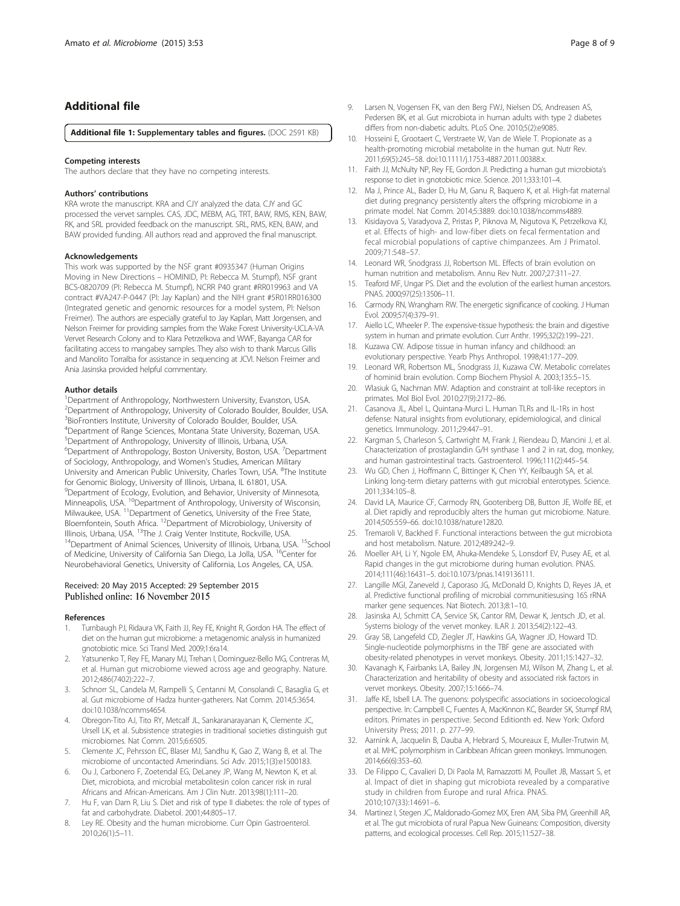## Additional file

**Additional file 1: Supplementary tables and figures.** (DOC 2591 KB)

### Competing interests

The authors declare that they have no competing interests.

### Authors' contributions

KRA wrote the manuscript. KRA and CJY analyzed the data. CJY and GC processed the vervet samples. CAS, JDC, MEBM, AG, TRT, BAW, RMS, KEN, BAW, RK, and SRL provided feedback on the manuscript. SRL, RMS, KEN, BAW, and BAW provided funding. All authors read and approved the final manuscript.

### Acknowledgements

This work was supported by the NSF grant #0935347 (Human Origins Moving in New Directions – HOMINID, PI: Rebecca M. Stumpf), NSF grant BCS-0820709 (PI: Rebecca M. Stumpf), NCRR P40 grant #RR019963 and VA contract #VA247-P-0447 (PI: Jay Kaplan) and the NIH grant #5R01RR016300 (Integrated genetic and genomic resources for a model system, PI: Nelson Freimer). The authors are especially grateful to Jay Kaplan, Matt Jorgensen, and Nelson Freimer for providing samples from the Wake Forest University-UCLA-VA Vervet Research Colony and to Klara Petrzelkova and WWF, Bayanga CAR for facilitating access to mangabey samples. They also wish to thank Marcus Gillis and Manolito Torralba for assistance in sequencing at JCVI. Nelson Freimer and Ania Jasinska provided helpful commentary.

### Author details

[1]Department of Anthropology, Northwestern University, Evanston, USA. [2]Department of Anthropology, University of Colorado Boulder, Boulder, USA. [3]BioFrontiers Institute, University of Colorado Boulder, Boulder, USA. [4]Department of Range Sciences, Montana State University, Bozeman, USA. [5]Department of Anthropology, University of Illinois, Urbana, USA. [6]Department of Anthropology, Boston University, Boston, USA. [7]Department of Sociology, Anthropology, and Women's Studies, American Military University and American Public University, Charles Town, USA. [8]The Institute for Genomic Biology, University of Illinois, Urbana, IL 61801, USA. [9]Department of Ecology, Evolution, and Behavior, University of Minnesota, Minneapolis, USA. [10]Department of Anthropology, University of Wisconsin, Milwaukee, USA. [11]Department of Genetics, University of the Free State, Bloemfontein, South Africa. [12]Department of Microbiology, University of Illinois, Urbana, USA. [13]The J. Craig Venter Institute, Rockville, USA. [14]Department of Animal Sciences, University of Illinois, Urbana, USA. [15]School of Medicine, University of California San Diego, La Jolla, USA. [16]Center for Neurobehavioral Genetics, University of California, Los Angeles, CA, USA.

Received: 20 May 2015 Accepted: 29 September 2015
Published online: 16 November 2015

### References

1. Turnbaugh PJ, Ridaura VK, Faith JJ, Rey FE, Knight R, Gordon HA. The effect of diet on the human gut microbiome: a metagenomic analysis in humanized gnotobiotic mice. Sci Transl Med. 2009;1:6ra14.
2. Yatsunenko T, Rey FE, Manary MJ, Trehan I, Dominguez-Bello MG, Contreras M, et al. Human gut microbiome viewed across age and geography. Nature. 2012;486(7402):222–7.
3. Schnorr SL, Candela M, Rampelli S, Centanni M, Consolandi C, Basaglia G, et al. Gut microbiome of Hadza hunter-gatherers. Nat Comm. 2014;5:3654. doi:10.1038/ncomms4654.
4. Obregon-Tito AJ, Tito RY, Metcalf JL, Sankaranarayanan K, Clemente JC, Ursell LK, et al. Subsistence strategies in traditional societies distinguish gut microbiomes. Nat Comm. 2015;6:6505.
5. Clemente JC, Pehrsson EC, Blaser MJ, Sandhu K, Gao Z, Wang B, et al. The microbiome of uncontacted Amerindians. Sci Adv. 2015;1(3):e1500183.
6. Ou J, Carbonero F, Zoetendal EG, DeLaney JP, Wang M, Newton K, et al. Diet, microbiota, and microbial metabolitesin colon cancer risk in rural Africans and African-Americans. Am J Clin Nutr. 2013;98(1):111–20.
7. Hu F, van Dam R, Liu S. Diet and risk of type II diabetes: the role of types of fat and carbohydrate. Diabetol. 2001;44:805–17.
8. Ley RE. Obesity and the human microbiome. Curr Opin Gastroenterol. 2010;26(1):5–11.
9. Larsen N, Vogensen FK, van den Berg FWJ, Nielsen DS, Andreasen AS, Pedersen BK, et al. Gut microbiota in human adults with type 2 diabetes differs from non-diabetic adults. PLoS One. 2010;5(2):e9085.
10. Hosseini E, Grootaert C, Verstraete W, Van de Wiele T. Propionate as a health-promoting microbial metabolite in the human gut. Nutr Rev. 2011;69(5):245–58. doi:10.1111/j.1753-4887.2011.00388.x.
11. Faith JJ, McNulty NP, Rey FE, Gordon JI. Predicting a human gut microbiota's response to diet in gnotobiotic mice. Science. 2011;333:101–4.
12. Ma J, Prince AL, Bader D, Hu M, Ganu R, Baquero K, et al. High-fat maternal diet during pregnancy persistently alters the offspring microbiome in a primate model. Nat Comm. 2014;5:3889. doi:10.1038/ncomms4889.
13. Kisidayova S, Varadyova Z, Pristas P, Piknova M, Nigutova K, Petrzelkova KJ, et al. Effects of high- and low-fiber diets on fecal fermentation and fecal microbial populations of captive chimpanzees. Am J Primatol. 2009;71:548–57.
14. Leonard WR, Snodgrass JJ, Robertson ML. Effects of brain evolution on human nutrition and metabolism. Annu Rev Nutr. 2007;27:311–27.
15. Teaford MF, Ungar PS. Diet and the evolution of the earliest human ancestors. PNAS. 2000;97(25):13506–11.
16. Carmody RN, Wrangham RW. The energetic significance of cooking. J Human Evol. 2009;57(4):379–91.
17. Aiello LC, Wheeler P. The expensive-tissue hypothesis: the brain and digestive system in human and primate evolution. Curr Anthr. 1995;32(2):199–221.
18. Kuzawa CW. Adipose tissue in human infancy and childhood: an evolutionary perspective. Yearb Phys Anthropol. 1998;41:177–209.
19. Leonard WR, Robertson ML, Snodgrass JJ, Kuzawa CW. Metabolic correlates of hominid brain evolution. Comp Biochem Physiol A. 2003;135:5–15.
20. Wlasiuk G, Nachman MW. Adaption and constraint at toll-like receptors in primates. Mol Biol Evol. 2010;27(9):2172–86.
21. Casanova JL, Abel L, Quintana-Murci L. Human TLRs and IL-1Rs in host defense: Natural insights from evolutionary, epidemiological, and clinical genetics. Immunology. 2011;29:447–91.
22. Kargman S, Charleson S, Cartwright M, Frank J, Riendeau D, Mancini J, et al. Characterization of prostaglandin G/H synthase 1 and 2 in rat, dog, monkey, and human gastrointestinal tracts. Gastroenterol. 1996;111(2):445–54.
23. Wu GD, Chen J, Hoffmann C, Bittinger K, Chen YY, Keilbaugh SA, et al. Linking long-term dietary patterns with gut microbial enterotypes. Science. 2011;334:105–8.
24. David LA, Maurice CF, Carmody RN, Gootenberg DB, Button JE, Wolfe BE, et al. Diet rapidly and reproducibly alters the human gut microbiome. Nature. 2014;505:559–66. doi:10.1038/nature12820.
25. Tremaroli V, Backhed F. Functional interactions between the gut microbiota and host metabolism. Nature. 2012;489:242–9.
26. Moeller AH, Li Y, Ngole EM, Ahuka-Mendeke S, Lonsdorf EV, Pusey AE, et al. Rapid changes in the gut microbiome during human evolution. PNAS. 2014;111(46):16431–5. doi:10.1073/pnas.1419136111.
27. Langille MGI, Zaneveld J, Caporaso JG, McDonald D, Knights D, Reyes JA, et al. Predictive functional profiling of microbial communitiesusing 16S rRNA marker gene sequences. Nat Biotech. 2013;8:1–10.
28. Jasinska AJ, Schmitt CA, Service SK, Cantor RM, Dewar K, Jentsch JD, et al. Systems biology of the vervet monkey. ILAR J. 2013;54(2):122–43.
29. Gray SB, Langefeld CD, Ziegler JT, Hawkins GA, Wagner JD, Howard TD. Single-nucleotide polymorphisms in the TBF gene are associated with obesity-related phenotypes in vervet monkeys. Obesity. 2011;15:1427–32.
30. Kavanagh K, Fairbanks LA, Bailey JN, Jorgensen MJ, Wilson M, Zhang L, et al. Characterization and heritability of obesity and associated risk factors in vervet monkeys. Obesity. 2007;15:1666–74.
31. Jaffe KE, Isbell LA. The guenons: polyspecific associations in socioecological perspective. In: Campbell C, Fuentes A, MacKinnon KC, Bearder SK, Stumpf RM, editors. Primates in perspective. Second Editionth ed. New York: Oxford University Press; 2011. p. 277–99.
32. Aarnink A, Jacquelin B, Dauba A, Hebrard S, Moureaux E, Muller-Trutwin M, et al. MHC polymorphism in Caribbean African green monkeys. Immunogen. 2014;66(6):353–60.
33. De Filippo C, Cavalieri D, Di Paola M, Ramazzotti M, Poullet JB, Massart S, et al. Impact of diet in shaping gut microbiota revealed by a comparative study in children from Europe and rural Africa. PNAS. 2010;107(33):14691–6.
34. Martinez I, Stegen JC, Maldonado-Gomez MX, Eren AM, Siba PM, Greenhill AR, et al. The gut microbiota of rural Papua New Guineans: Composition, diversity patterns, and ecological processes. Cell Rep. 2015;11:527–38.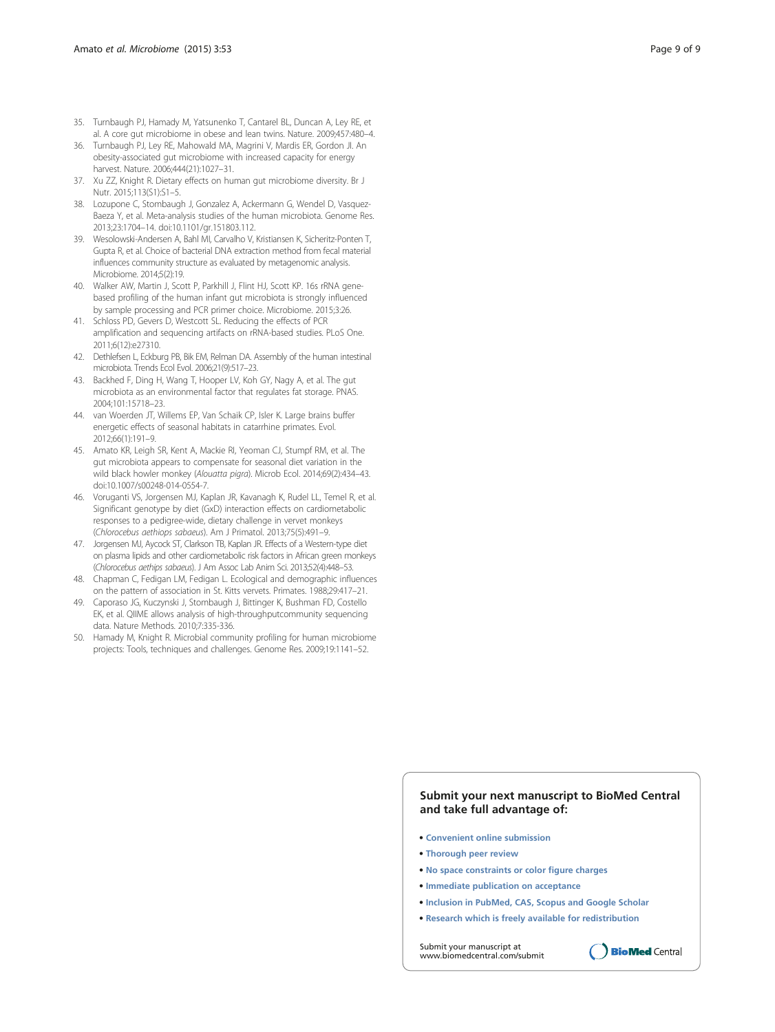35. Turnbaugh PJ, Hamady M, Yatsunenko T, Cantarel BL, Duncan A, Ley RE, et al. A core gut microbiome in obese and lean twins. Nature. 2009;457:480–4.
36. Turnbaugh PJ, Ley RE, Mahowald MA, Magrini V, Mardis ER, Gordon JI. An obesity-associated gut microbiome with increased capacity for energy harvest. Nature. 2006;444(21):1027–31.
37. Xu ZZ, Knight R. Dietary effects on human gut microbiome diversity. Br J Nutr. 2015;113(S1):S1–5.
38. Lozupone C, Stombaugh J, Gonzalez A, Ackermann G, Wendel D, Vasquez-Baeza Y, et al. Meta-analysis studies of the human microbiota. Genome Res. 2013;23:1704–14. doi:10.1101/gr.151803.112.
39. Wesolowski-Andersen A, Bahl MI, Carvalho V, Kristiansen K, Sicheritz-Ponten T, Gupta R, et al. Choice of bacterial DNA extraction method from fecal material influences community structure as evaluated by metagenomic analysis. Microbiome. 2014;5(2):19.
40. Walker AW, Martin J, Scott P, Parkhill J, Flint HJ, Scott KP. 16s rRNA gene-based profiling of the human infant gut microbiota is strongly influenced by sample processing and PCR primer choice. Microbiome. 2015;3:26.
41. Schloss PD, Gevers D, Westcott SL. Reducing the effects of PCR amplification and sequencing artifacts on rRNA-based studies. PLoS One. 2011;6(12):e27310.
42. Dethlefsen L, Eckburg PB, Bik EM, Relman DA. Assembly of the human intestinal microbiota. Trends Ecol Evol. 2006;21(9):517–23.
43. Backhed F, Ding H, Wang T, Hooper LV, Koh GY, Nagy A, et al. The gut microbiota as an environmental factor that regulates fat storage. PNAS. 2004;101:15718–23.
44. van Woerden JT, Willems EP, Van Schaik CP, Isler K. Large brains buffer energetic effects of seasonal habitats in catarrhine primates. Evol. 2012;66(1):191–9.
45. Amato KR, Leigh SR, Kent A, Mackie RI, Yeoman CJ, Stumpf RM, et al. The gut microbiota appears to compensate for seasonal diet variation in the wild black howler monkey (*Alouatta pigra*). Microb Ecol. 2014;69(2):434–43. doi:10.1007/s00248-014-0554-7.
46. Voruganti VS, Jorgensen MJ, Kaplan JR, Kavanagh K, Rudel LL, Temel R, et al. Significant genotype by diet (GxD) interaction effects on cardiometabolic responses to a pedigree-wide, dietary challenge in vervet monkeys (*Chlorocebus aethiops sabaeus*). Am J Primatol. 2013;75(5):491–9.
47. Jorgensen MJ, Aycock ST, Clarkson TB, Kaplan JR. Effects of a Western-type diet on plasma lipids and other cardiometabolic risk factors in African green monkeys (*Chlorocebus aethips sabaeus*). J Am Assoc Lab Anim Sci. 2013;52(4):448–53.
48. Chapman C, Fedigan LM, Fedigan L. Ecological and demographic influences on the pattern of association in St. Kitts vervets. Primates. 1988;29:417–21.
49. Caporaso JG, Kuczynski J, Stombaugh J, Bittinger K, Bushman FD, Costello EK, et al. QIIME allows analysis of high-throughputcommunity sequencing data. Nature Methods. 2010;7:335-336.
50. Hamady M, Knight R. Microbial community profiling for human microbiome projects: Tools, techniques and challenges. Genome Res. 2009;19:1141–52.

**Submit your next manuscript to BioMed Central and take full advantage of:**

- **Convenient online submission**
- **Thorough peer review**
- **No space constraints or color figure charges**
- **Immediate publication on acceptance**
- **Inclusion in PubMed, CAS, Scopus and Google Scholar**
- **Research which is freely available for redistribution**

Submit your manuscript at
www.biomedcentral.com/submit

BioMed Central